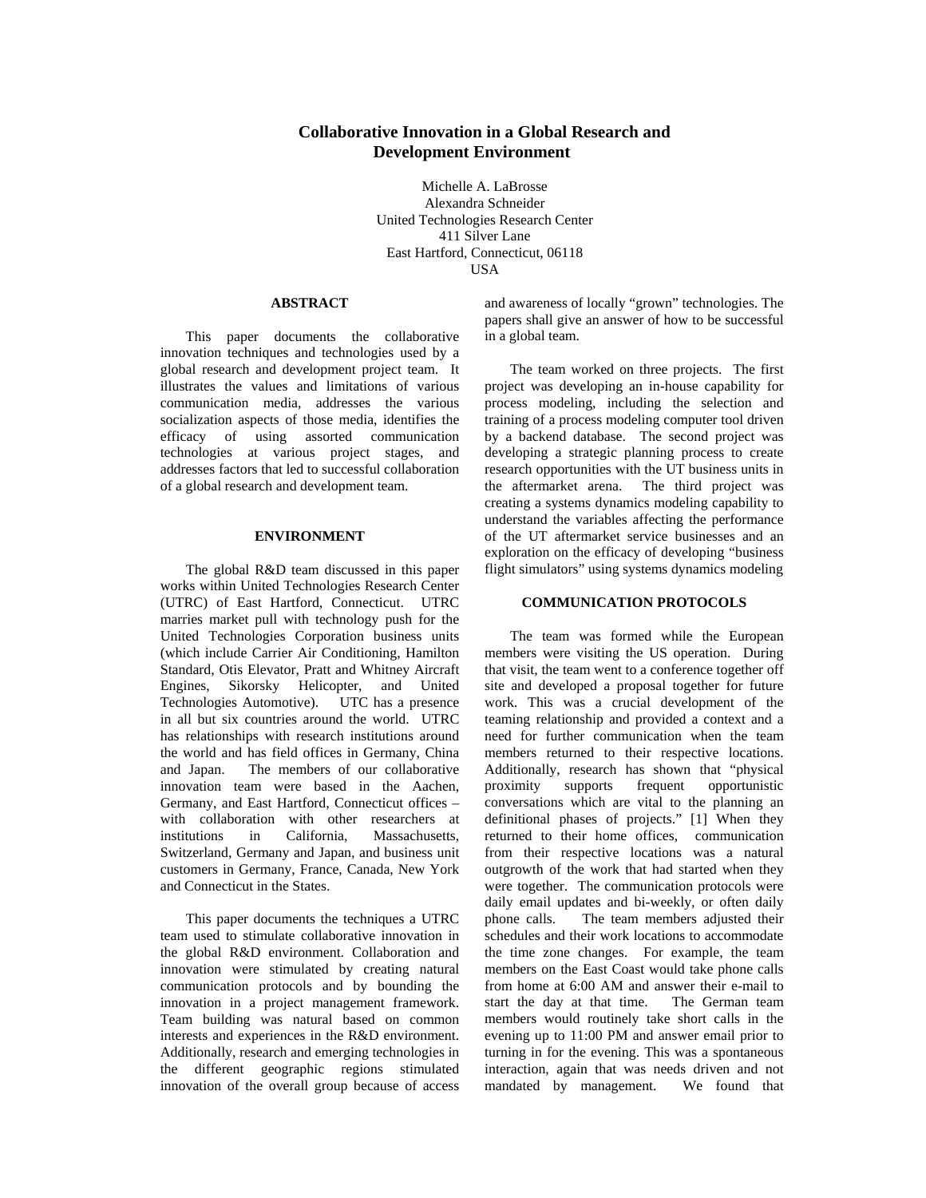# Collaborative Innovation in a Global Research and Development Environment

Michelle A. LaBrosse
Alexandra Schneider
United Technologies Research Center
411 Silver Lane
East Hartford, Connecticut, 06118
USA

## ABSTRACT

This paper documents the collaborative innovation techniques and technologies used by a global research and development project team. It illustrates the values and limitations of various communication media, addresses the various socialization aspects of those media, identifies the efficacy of using assorted communication technologies at various project stages, and addresses factors that led to successful collaboration of a global research and development team.

## ENVIRONMENT

The global R&D team discussed in this paper works within United Technologies Research Center (UTRC) of East Hartford, Connecticut. UTRC marries market pull with technology push for the United Technologies Corporation business units (which include Carrier Air Conditioning, Hamilton Standard, Otis Elevator, Pratt and Whitney Aircraft Engines, Sikorsky Helicopter, and United Technologies Automotive). UTC has a presence in all but six countries around the world. UTRC has relationships with research institutions around the world and has field offices in Germany, China and Japan. The members of our collaborative innovation team were based in the Aachen, Germany, and East Hartford, Connecticut offices – with collaboration with other researchers at institutions in California, Massachusetts, Switzerland, Germany and Japan, and business unit customers in Germany, France, Canada, New York and Connecticut in the States.

This paper documents the techniques a UTRC team used to stimulate collaborative innovation in the global R&D environment. Collaboration and innovation were stimulated by creating natural communication protocols and by bounding the innovation in a project management framework. Team building was natural based on common interests and experiences in the R&D environment. Additionally, research and emerging technologies in the different geographic regions stimulated innovation of the overall group because of access and awareness of locally "grown" technologies. The papers shall give an answer of how to be successful in a global team.

The team worked on three projects. The first project was developing an in-house capability for process modeling, including the selection and training of a process modeling computer tool driven by a backend database. The second project was developing a strategic planning process to create research opportunities with the UT business units in the aftermarket arena. The third project was creating a systems dynamics modeling capability to understand the variables affecting the performance of the UT aftermarket service businesses and an exploration on the efficacy of developing "business flight simulators" using systems dynamics modeling

## COMMUNICATION PROTOCOLS

The team was formed while the European members were visiting the US operation. During that visit, the team went to a conference together off site and developed a proposal together for future work. This was a crucial development of the teaming relationship and provided a context and a need for further communication when the team members returned to their respective locations. Additionally, research has shown that "physical proximity supports frequent opportunistic conversations which are vital to the planning an definitional phases of projects." [1] When they returned to their home offices, communication from their respective locations was a natural outgrowth of the work that had started when they were together. The communication protocols were daily email updates and bi-weekly, or often daily phone calls. The team members adjusted their schedules and their work locations to accommodate the time zone changes. For example, the team members on the East Coast would take phone calls from home at 6:00 AM and answer their e-mail to start the day at that time. The German team members would routinely take short calls in the evening up to 11:00 PM and answer email prior to turning in for the evening. This was a spontaneous interaction, again that was needs driven and not mandated by management. We found that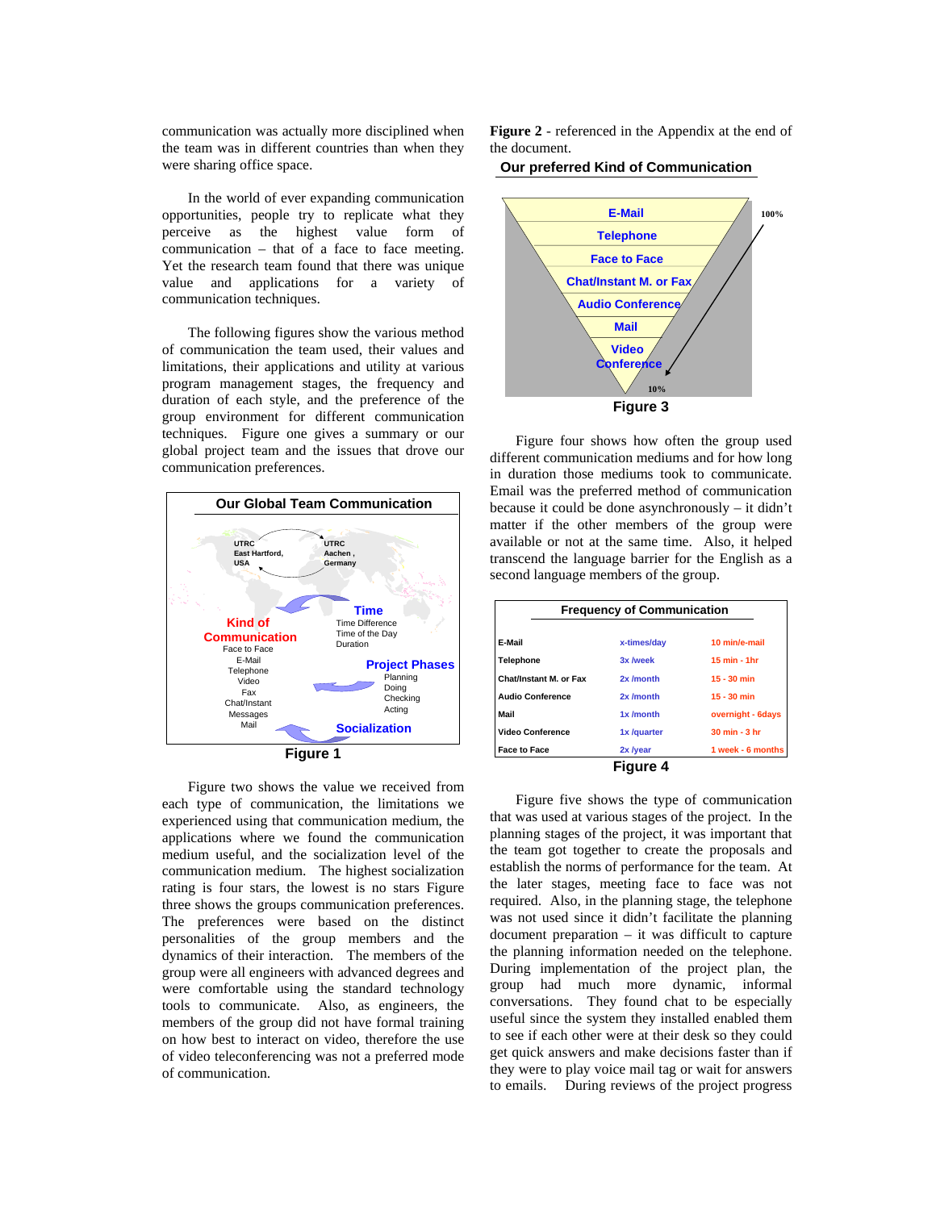communication was actually more disciplined when the team was in different countries than when they were sharing office space.

In the world of ever expanding communication opportunities, people try to replicate what they perceive as the highest value form of communication – that of a face to face meeting. Yet the research team found that there was unique value and applications for a variety of communication techniques.

The following figures show the various method of communication the team used, their values and limitations, their applications and utility at various program management stages, the frequency and duration of each style, and the preference of the group environment for different communication techniques. Figure one gives a summary or our global project team and the issues that drove our communication preferences.

**Our Global Team Communication**

UTRC East Hartford, USA — UTRC Aachen, Germany

**Kind of Communication**: Face to Face, E-Mail, Telephone, Video, Fax, Chat/Instant Messages, Mail

**Time**: Time Difference, Time of the Day, Duration

**Project Phases**: Planning, Doing, Checking, Acting

**Socialization**

Figure 1

Figure two shows the value we received from each type of communication, the limitations we experienced using that communication medium, the applications where we found the communication medium useful, and the socialization level of the communication medium. The highest socialization rating is four stars, the lowest is no stars Figure three shows the groups communication preferences. The preferences were based on the distinct personalities of the group members and the dynamics of their interaction. The members of the group were all engineers with advanced degrees and were comfortable using the standard technology tools to communicate. Also, as engineers, the members of the group did not have formal training on how best to interact on video, therefore the use of video teleconferencing was not a preferred mode of communication.

**Figure 2** - referenced in the Appendix at the end of the document.

**Our preferred Kind of Communication**

100%
- E-Mail
- Telephone
- Face to Face
- Chat/Instant M. or Fax
- Audio Conference
- Mail
- Video Conference

10%

Figure 3

Figure four shows how often the group used different communication mediums and for how long in duration those mediums took to communicate. Email was the preferred method of communication because it could be done asynchronously – it didn't matter if the other members of the group were available or not at the same time. Also, it helped transcend the language barrier for the English as a second language members of the group.

**Frequency of Communication**

| | | |
|---|---|---|
| E-Mail | x-times/day | 10 min/e-mail |
| Telephone | 3x /week | 15 min - 1hr |
| Chat/Instant M. or Fax | 2x /month | 15 - 30 min |
| Audio Conference | 2x /month | 15 - 30 min |
| Mail | 1x /month | overnight - 6days |
| Video Conference | 1x /quarter | 30 min - 3 hr |
| Face to Face | 2x /year | 1 week - 6 months |

Figure 4

Figure five shows the type of communication that was used at various stages of the project. In the planning stages of the project, it was important that the team got together to create the proposals and establish the norms of performance for the team. At the later stages, meeting face to face was not required. Also, in the planning stage, the telephone was not used since it didn't facilitate the planning document preparation – it was difficult to capture the planning information needed on the telephone. During implementation of the project plan, the group had much more dynamic, informal conversations. They found chat to be especially useful since the system they installed enabled them to see if each other were at their desk so they could get quick answers and make decisions faster than if they were to play voice mail tag or wait for answers to emails. During reviews of the project progress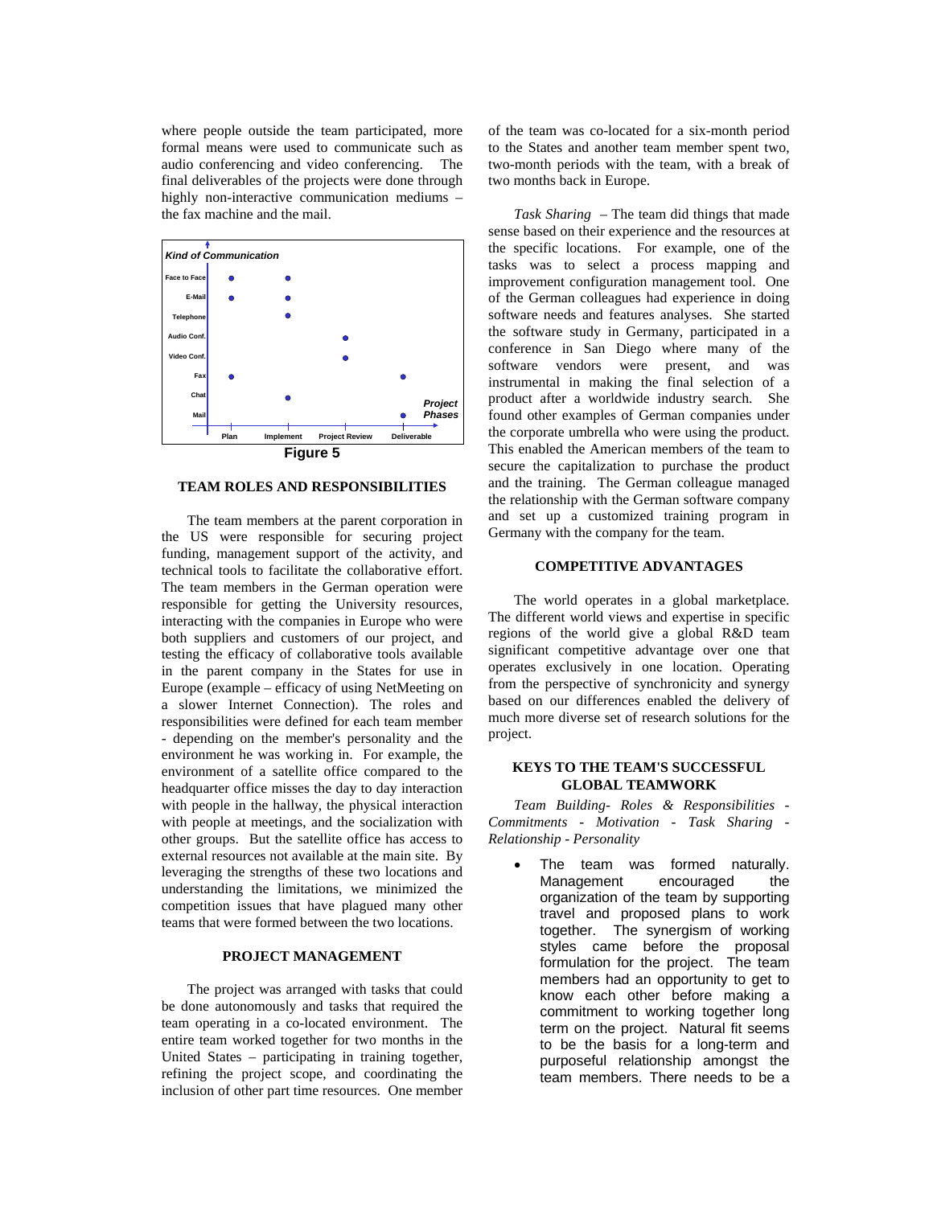where people outside the team participated, more formal means were used to communicate such as audio conferencing and video conferencing. The final deliverables of the projects were done through highly non-interactive communication mediums – the fax machine and the mail.

| Kind of Communication | Plan | Implement | Project Review | Deliverable |
|---|---|---|---|---|
| Face to Face | • | • | | |
| E-Mail | • | • | | |
| Telephone | | • | | |
| Audio Conf. | | | • | |
| Video Conf. | | | • | |
| Fax | • | | | • |
| Chat | | • | | |
| Mail | | | | • |

*Project Phases*

**Figure 5**

## TEAM ROLES AND RESPONSIBILITIES

The team members at the parent corporation in the US were responsible for securing project funding, management support of the activity, and technical tools to facilitate the collaborative effort. The team members in the German operation were responsible for getting the University resources, interacting with the companies in Europe who were both suppliers and customers of our project, and testing the efficacy of collaborative tools available in the parent company in the States for use in Europe (example – efficacy of using NetMeeting on a slower Internet Connection). The roles and responsibilities were defined for each team member - depending on the member's personality and the environment he was working in. For example, the environment of a satellite office compared to the headquarter office misses the day to day interaction with people in the hallway, the physical interaction with people at meetings, and the socialization with other groups. But the satellite office has access to external resources not available at the main site. By leveraging the strengths of these two locations and understanding the limitations, we minimized the competition issues that have plagued many other teams that were formed between the two locations.

## PROJECT MANAGEMENT

The project was arranged with tasks that could be done autonomously and tasks that required the team operating in a co-located environment. The entire team worked together for two months in the United States – participating in training together, refining the project scope, and coordinating the inclusion of other part time resources. One member of the team was co-located for a six-month period to the States and another team member spent two, two-month periods with the team, with a break of two months back in Europe.

*Task Sharing* – The team did things that made sense based on their experience and the resources at the specific locations. For example, one of the tasks was to select a process mapping and improvement configuration management tool. One of the German colleagues had experience in doing software needs and features analyses. She started the software study in Germany, participated in a conference in San Diego where many of the software vendors were present, and was instrumental in making the final selection of a product after a worldwide industry search. She found other examples of German companies under the corporate umbrella who were using the product. This enabled the American members of the team to secure the capitalization to purchase the product and the training. The German colleague managed the relationship with the German software company and set up a customized training program in Germany with the company for the team.

## COMPETITIVE ADVANTAGES

The world operates in a global marketplace. The different world views and expertise in specific regions of the world give a global R&D team significant competitive advantage over one that operates exclusively in one location. Operating from the perspective of synchronicity and synergy based on our differences enabled the delivery of much more diverse set of research solutions for the project.

## KEYS TO THE TEAM'S SUCCESSFUL GLOBAL TEAMWORK

*Team Building- Roles & Responsibilities - Commitments - Motivation - Task Sharing - Relationship - Personality*

- The team was formed naturally. Management encouraged the organization of the team by supporting travel and proposed plans to work together. The synergism of working styles came before the proposal formulation for the project. The team members had an opportunity to get to know each other before making a commitment to working together long term on the project. Natural fit seems to be the basis for a long-term and purposeful relationship amongst the team members. There needs to be a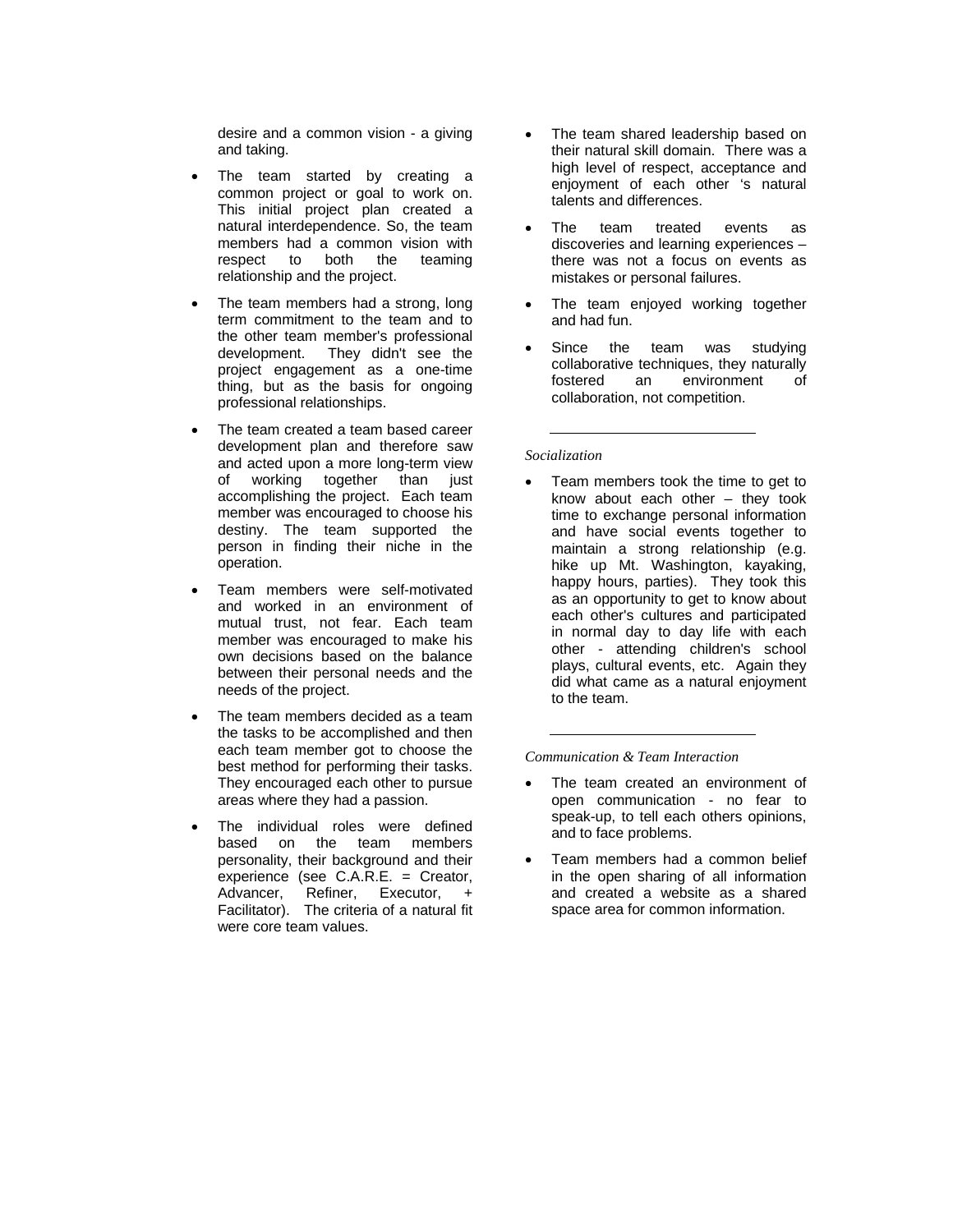desire and a common vision - a giving and taking.

- The team started by creating a common project or goal to work on. This initial project plan created a natural interdependence. So, the team members had a common vision with respect to both the teaming relationship and the project.
- The team members had a strong, long term commitment to the team and to the other team member's professional development. They didn't see the project engagement as a one-time thing, but as the basis for ongoing professional relationships.
- The team created a team based career development plan and therefore saw and acted upon a more long-term view of working together than just accomplishing the project. Each team member was encouraged to choose his destiny. The team supported the person in finding their niche in the operation.
- Team members were self-motivated and worked in an environment of mutual trust, not fear. Each team member was encouraged to make his own decisions based on the balance between their personal needs and the needs of the project.
- The team members decided as a team the tasks to be accomplished and then each team member got to choose the best method for performing their tasks. They encouraged each other to pursue areas where they had a passion.
- The individual roles were defined based on the team members personality, their background and their experience (see C.A.R.E. = Creator, Advancer, Refiner, Executor, + Facilitator). The criteria of a natural fit were core team values.
- The team shared leadership based on their natural skill domain. There was a high level of respect, acceptance and enjoyment of each other 's natural talents and differences.
- The team treated events as discoveries and learning experiences – there was not a focus on events as mistakes or personal failures.
- The team enjoyed working together and had fun.
- Since the team was studying collaborative techniques, they naturally fostered an environment of collaboration, not competition.

---

*Socialization*

- Team members took the time to get to know about each other – they took time to exchange personal information and have social events together to maintain a strong relationship (e.g. hike up Mt. Washington, kayaking, happy hours, parties). They took this as an opportunity to get to know about each other's cultures and participated in normal day to day life with each other - attending children's school plays, cultural events, etc. Again they did what came as a natural enjoyment to the team.

---

*Communication & Team Interaction*

- The team created an environment of open communication - no fear to speak-up, to tell each others opinions, and to face problems.
- Team members had a common belief in the open sharing of all information and created a website as a shared space area for common information.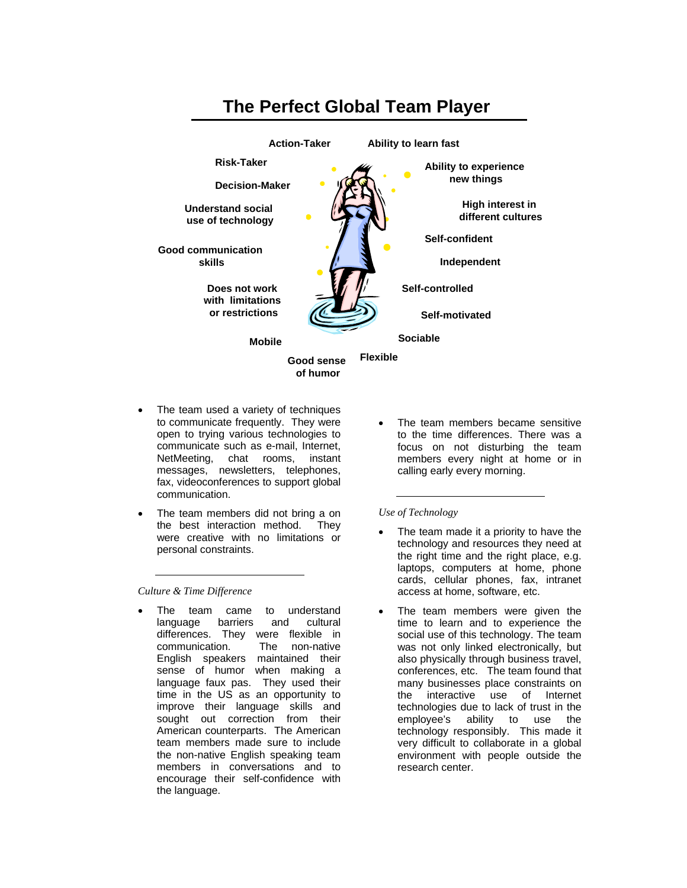## The Perfect Global Team Player

**Action-Taker**

**Ability to learn fast**

**Risk-Taker**

**Ability to experience new things**

**Decision-Maker**

**Understand social use of technology**

**High interest in different cultures**

**Self-confident**

**Good communication skills**

**Independent**

**Does not work with limitations or restrictions**

**Self-controlled**

**Self-motivated**

**Mobile**

**Sociable**

**Good sense of humor**

**Flexible**

- The team used a variety of techniques to communicate frequently. They were open to trying various technologies to communicate such as e-mail, Internet, NetMeeting, chat rooms, instant messages, newsletters, telephones, fax, videoconferences to support global communication.
- The team members did not bring a on the best interaction method. They were creative with no limitations or personal constraints.

*Culture & Time Difference*

- The team came to understand language barriers and cultural differences. They were flexible in communication. The non-native English speakers maintained their sense of humor when making a language faux pas. They used their time in the US as an opportunity to improve their language skills and sought out correction from their American counterparts. The American team members made sure to include the non-native English speaking team members in conversations and to encourage their self-confidence with the language.
- The team members became sensitive to the time differences. There was a focus on not disturbing the team members every night at home or in calling early every morning.

*Use of Technology*

- The team made it a priority to have the technology and resources they need at the right time and the right place, e.g. laptops, computers at home, phone cards, cellular phones, fax, intranet access at home, software, etc.
- The team members were given the time to learn and to experience the social use of this technology. The team was not only linked electronically, but also physically through business travel, conferences, etc. The team found that many businesses place constraints on the interactive use of Internet technologies due to lack of trust in the employee's ability to use the technology responsibly. This made it very difficult to collaborate in a global environment with people outside the research center.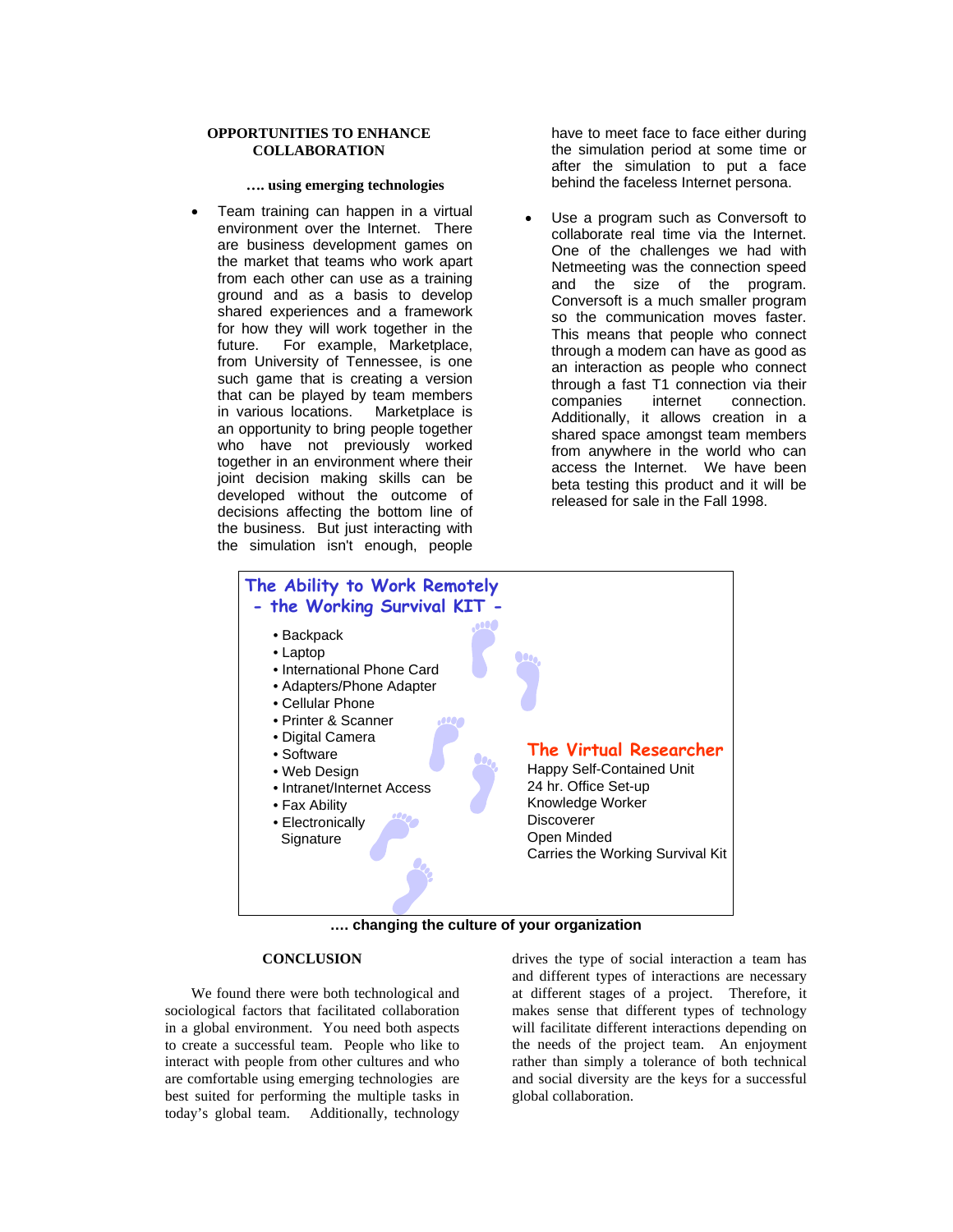## OPPORTUNITIES TO ENHANCE COLLABORATION

**…. using emerging technologies**

- Team training can happen in a virtual environment over the Internet. There are business development games on the market that teams who work apart from each other can use as a training ground and as a basis to develop shared experiences and a framework for how they will work together in the future. For example, Marketplace, from University of Tennessee, is one such game that is creating a version that can be played by team members in various locations. Marketplace is an opportunity to bring people together who have not previously worked together in an environment where their joint decision making skills can be developed without the outcome of decisions affecting the bottom line of the business. But just interacting with the simulation isn't enough, people have to meet face to face either during the simulation period at some time or after the simulation to put a face behind the faceless Internet persona.

- Use a program such as Conversoft to collaborate real time via the Internet. One of the challenges we had with Netmeeting was the connection speed and the size of the program. Conversoft is a much smaller program so the communication moves faster. This means that people who connect through a modem can have as good as an interaction as people who connect through a fast T1 connection via their companies internet connection. Additionally, it allows creation in a shared space amongst team members from anywhere in the world who can access the Internet. We have been beta testing this product and it will be released for sale in the Fall 1998.

**The Ability to Work Remotely**
**- the Working Survival KIT -**

- Backpack
- Laptop
- International Phone Card
- Adapters/Phone Adapter
- Cellular Phone
- Printer & Scanner
- Digital Camera
- Software
- Web Design
- Intranet/Internet Access
- Fax Ability
- Electronically Signature

**The Virtual Researcher**

Happy Self-Contained Unit
24 hr. Office Set-up
Knowledge Worker
Discoverer
Open Minded
Carries the Working Survival Kit

**…. changing the culture of your organization**

## CONCLUSION

We found there were both technological and sociological factors that facilitated collaboration in a global environment. You need both aspects to create a successful team. People who like to interact with people from other cultures and who are comfortable using emerging technologies are best suited for performing the multiple tasks in today's global team. Additionally, technology drives the type of social interaction a team has and different types of interactions are necessary at different stages of a project. Therefore, it makes sense that different types of technology will facilitate different interactions depending on the needs of the project team. An enjoyment rather than simply a tolerance of both technical and social diversity are the keys for a successful global collaboration.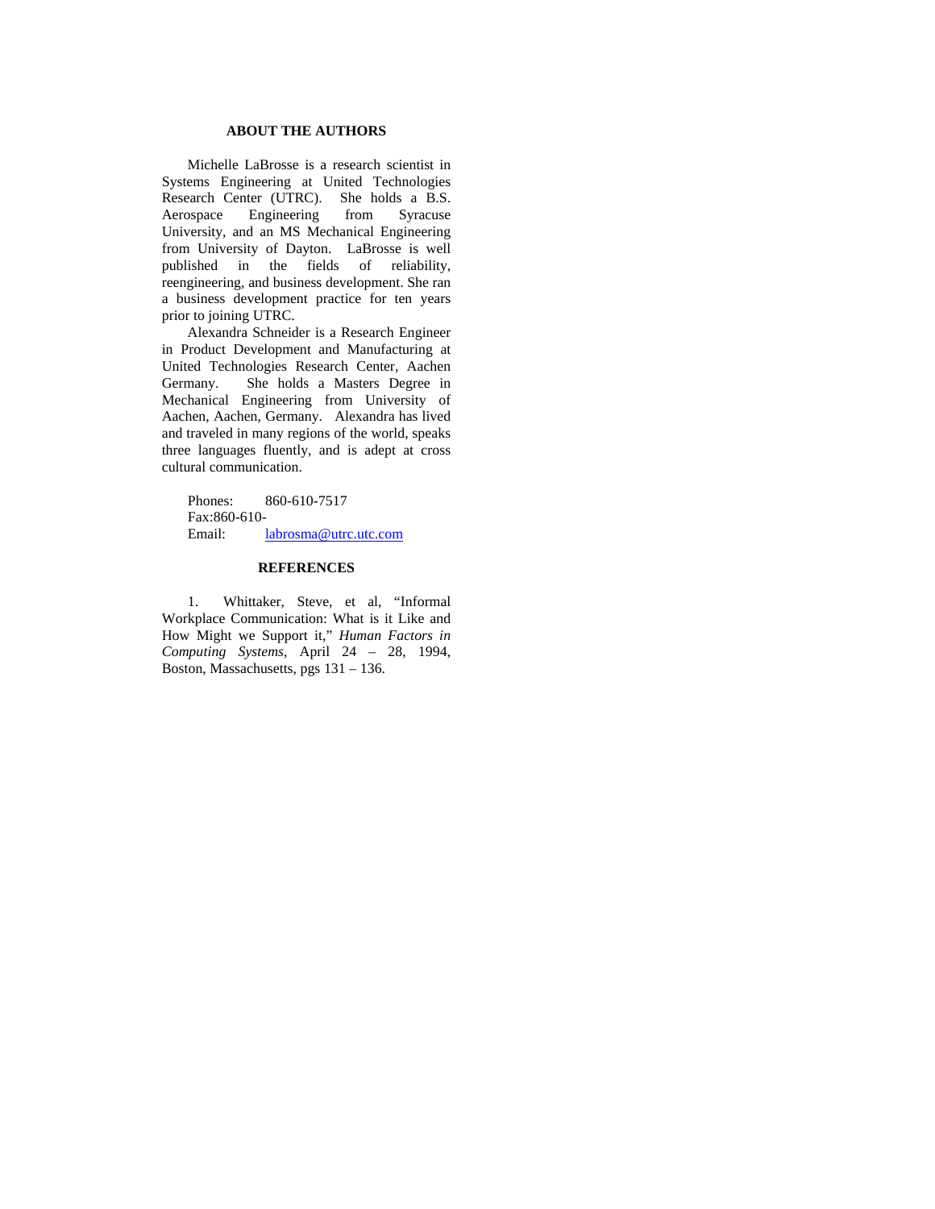## ABOUT THE AUTHORS

Michelle LaBrosse is a research scientist in Systems Engineering at United Technologies Research Center (UTRC). She holds a B.S. Aerospace Engineering from Syracuse University, and an MS Mechanical Engineering from University of Dayton. LaBrosse is well published in the fields of reliability, reengineering, and business development. She ran a business development practice for ten years prior to joining UTRC.

Alexandra Schneider is a Research Engineer in Product Development and Manufacturing at United Technologies Research Center, Aachen Germany. She holds a Masters Degree in Mechanical Engineering from University of Aachen, Aachen, Germany. Alexandra has lived and traveled in many regions of the world, speaks three languages fluently, and is adept at cross cultural communication.

Phones: 860-610-7517
Fax:860-610-
Email: labrosma@utrc.utc.com

## REFERENCES

1. Whittaker, Steve, et al, "Informal Workplace Communication: What is it Like and How Might we Support it," *Human Factors in Computing Systems*, April 24 – 28, 1994, Boston, Massachusetts, pgs 131 – 136.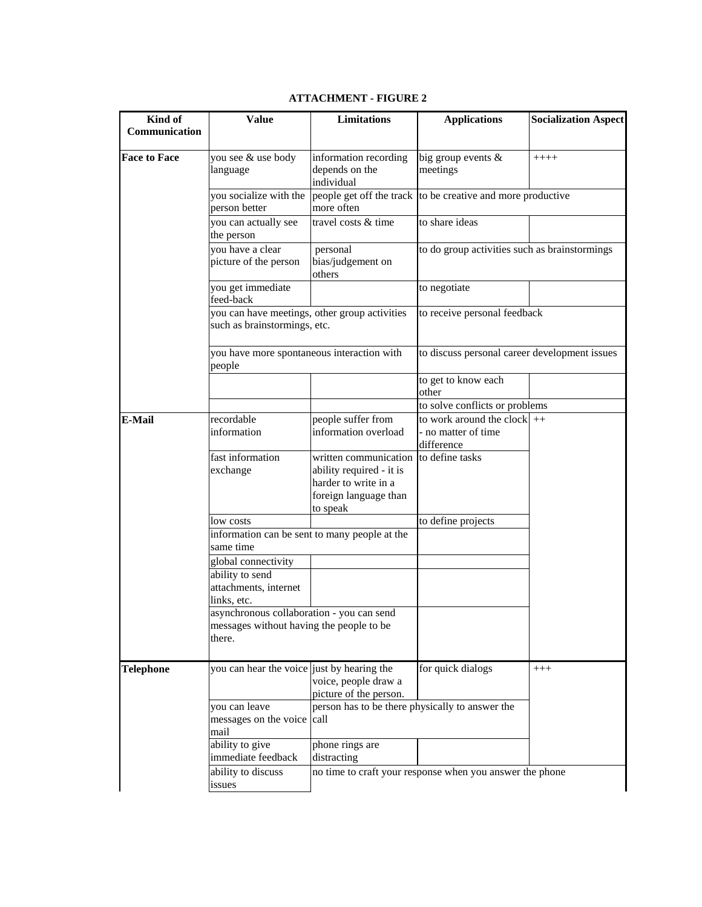**ATTACHMENT - FIGURE 2**

| Kind of Communication | Value | Limitations | Applications | Socialization Aspect |
|---|---|---|---|---|
| **Face to Face** | you see & use body language | information recording depends on the individual | big group events & meetings | ++++ |
| | you socialize with the person better | people get off the track more often | to be creative and more productive | |
| | you can actually see the person | travel costs & time | to share ideas | |
| | you have a clear picture of the person | personal bias/judgement on others | to do group activities such as brainstormings | |
| | you get immediate feed-back | | to negotiate | |
| | you can have meetings, other group activities such as brainstormings, etc. | | to receive personal feedback | |
| | you have more spontaneous interaction with people | | to discuss personal career development issues | |
| | | | to get to know each other | |
| | | | to solve conflicts or problems | |
| **E-Mail** | recordable information | people suffer from information overload | to work around the clock - no matter of time difference | ++ |
| | fast information exchange | written communication ability required - it is harder to write in a foreign language than to speak | to define tasks | |
| | low costs | | to define projects | |
| | information can be sent to many people at the same time | | | |
| | global connectivity | | | |
| | ability to send attachments, internet links, etc. | | | |
| | asynchronous collaboration - you can send messages without having the people to be there. | | | |
| **Telephone** | you can hear the voice | just by hearing the voice, people draw a picture of the person. | for quick dialogs | +++ |
| | you can leave messages on the voice mail | person has to be there physically to answer the call | | |
| | ability to give immediate feedback | phone rings are distracting | | |
| | ability to discuss issues | no time to craft your response when you answer the phone | | |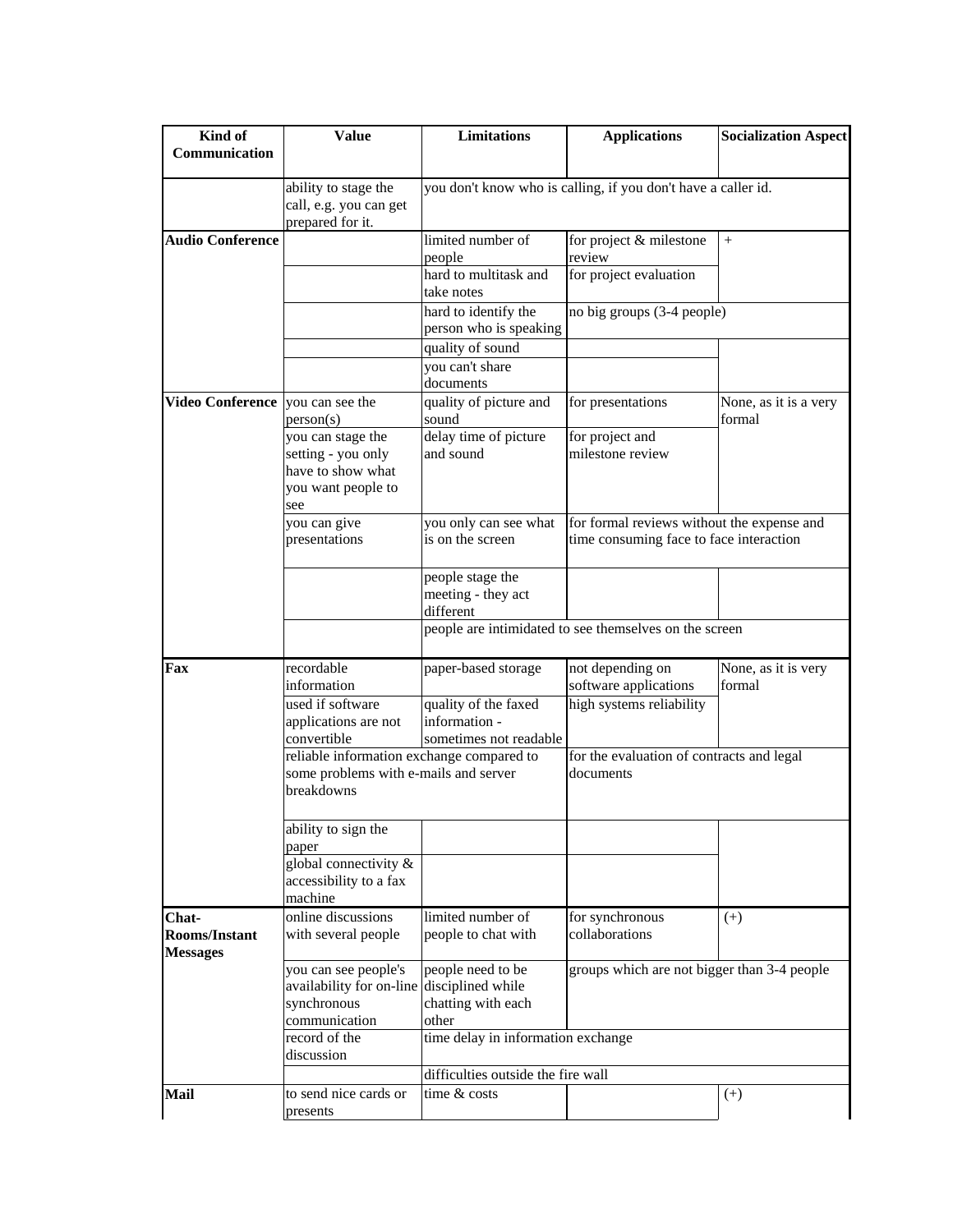| Kind of Communication | Value | Limitations | Applications | Socialization Aspect |
|---|---|---|---|---|
| | ability to stage the call, e.g. you can get prepared for it. | you don't know who is calling, if you don't have a caller id. | | |
| **Audio Conference** | | limited number of people | for project & milestone review | + |
| | | hard to multitask and take notes | for project evaluation | |
| | | hard to identify the person who is speaking | no big groups (3-4 people) | |
| | | quality of sound | | |
| | | you can't share documents | | |
| **Video Conference** | you can see the person(s) | quality of picture and sound | for presentations | None, as it is a very formal |
| | you can stage the setting - you only have to show what you want people to see | delay time of picture and sound | for project and milestone review | |
| | you can give presentations | you only can see what is on the screen | for formal reviews without the expense and time consuming face to face interaction | |
| | | people stage the meeting - they act different | | |
| | | people are intimidated to see themselves on the screen | | |
| **Fax** | recordable information | paper-based storage | not depending on software applications | None, as it is very formal |
| | used if software applications are not convertible | quality of the faxed information - sometimes not readable | high systems reliability | |
| | reliable information exchange compared to some problems with e-mails and server breakdowns | | for the evaluation of contracts and legal documents | |
| | ability to sign the paper | | | |
| | global connectivity & accessibility to a fax machine | | | |
| **Chat-Rooms/Instant Messages** | online discussions with several people | limited number of people to chat with | for synchronous collaborations | (+) |
| | you can see people's availability for on-line synchronous communication | people need to be disciplined while chatting with each other | groups which are not bigger than 3-4 people | |
| | record of the discussion | time delay in information exchange | | |
| | | difficulties outside the fire wall | | |
| **Mail** | to send nice cards or presents | time & costs | | (+) |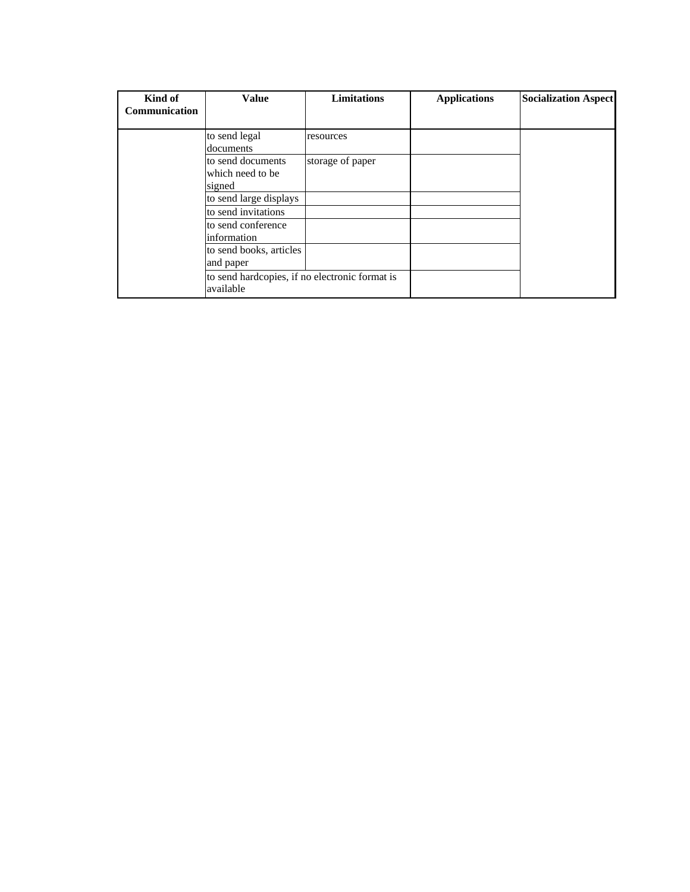| Kind of Communication | Value | Limitations | Applications | Socialization Aspect |
| --- | --- | --- | --- | --- |
| | to send legal documents | resources | | |
| | to send documents which need to be signed | storage of paper | | |
| | to send large displays | | | |
| | to send invitations | | | |
| | to send conference information | | | |
| | to send books, articles and paper | | | |
| | to send hardcopies, if no electronic format is available | | | |